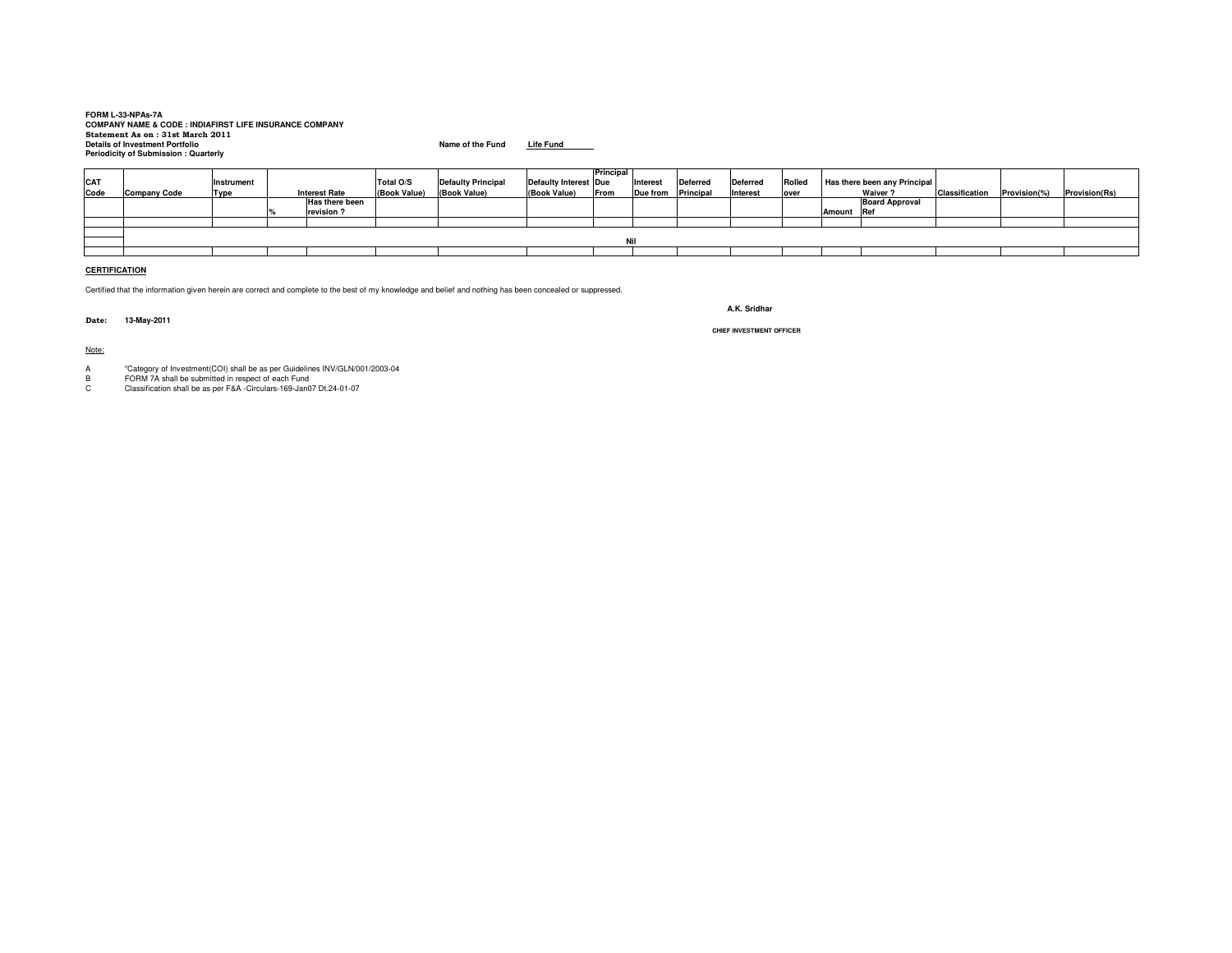**FORM L-33-NPAs-7A**
**COMPANY NAME & CODE : INDIAFIRST LIFE INSURANCE COMPANY**
**Statement As on : 31st March 2011**
**Details of Investment Portfolio**
**Periodicity of Submission : Quarterly**

**Name of the Fund** Life Fund

| CAT Code | Company Code | Instrument Type | Interest Rate | | Total O/S (Book Value) | Defaulty Principal (Book Value) | Defaulty Interest (Book Value) | Principal Due From | Interest Due from | Deferred Principal | Deferred Interest | Rolled over | Has there been any Principal Waiver ? | | Classification | Provision(%) | Provision(Rs) |
|---|---|---|---|---|---|---|---|---|---|---|---|---|---|---|---|---|---|
| | | | % | Has there been revision ? | | | | | | | | | Amount | Board Approval Ref | | | |
| | | | | | | | | | | | | | | | | | |
| | Nil | | | | | | | | | | | | | | | | |
| | | | | | | | | | | | | | | | | | |

**CERTIFICATION**

Certified that the information given herein are correct and complete to the best of my knowledge and belief and nothing has been concealed or suppressed.

**Date:** 13-May-2011

**A.K. Sridhar**

**CHIEF INVESTMENT OFFICER**

Note:

A "Category of Investment(COI) shall be as per Guidelines INV/GLN/001/2003-04
B FORM 7A shall be submitted in respect of each Fund
C Classification shall be as per F&A -Circulars-169-Jan07 Dt.24-01-07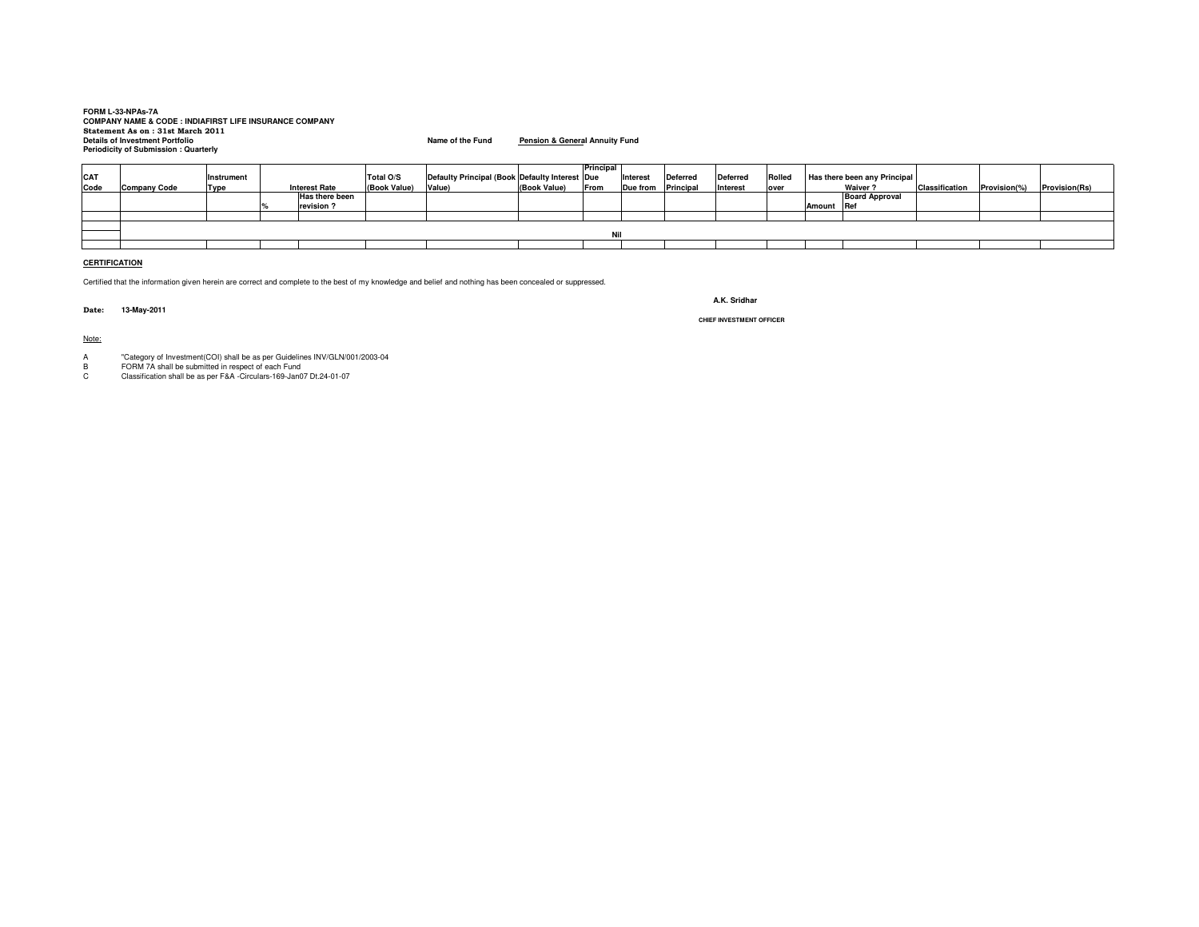**FORM L-33-NPAs-7A**
**COMPANY NAME & CODE : INDIAFIRST LIFE INSURANCE COMPANY**
**Statement As on : 31st March 2011**
**Details of Investment Portfolio**
**Periodicity of Submission : Quarterly**

**Name of the Fund** **Pension & General Annuity Fund**

| CAT Code | Company Code | Instrument Type | Interest Rate | | Total O/S (Book Value) | Defaulty Principal (Book Value) | Defaulty Interest (Book Value) | Principal Due From | Interest Due from | Deferred Principal | Deferred Interest | Rolled over | Has there been any Principal Waiver ? | | Classification | Provision(%) | Provision(Rs) |
|---|---|---|---|---|---|---|---|---|---|---|---|---|---|---|---|---|---|
| | | | % | Has there been revision ? | | | | | | | | | Amount | Board Approval Ref | | | |
| | | | | | | | | | | | | | | | | | |
| | | | | | | | | Nil | | | | | | | | | |
| | | | | | | | | | | | | | | | | | |

**CERTIFICATION**

Certified that the information given herein are correct and complete to the best of my knowledge and belief and nothing has been concealed or suppressed.

**Date:** **13-May-2011**

**A.K. Sridhar**

**CHIEF INVESTMENT OFFICER**

Note:

A "Category of Investment(COI) shall be as per Guidelines INV/GLN/001/2003-04

B FORM 7A shall be submitted in respect of each Fund

C Classification shall be as per F&A -Circulars-169-Jan07 Dt.24-01-07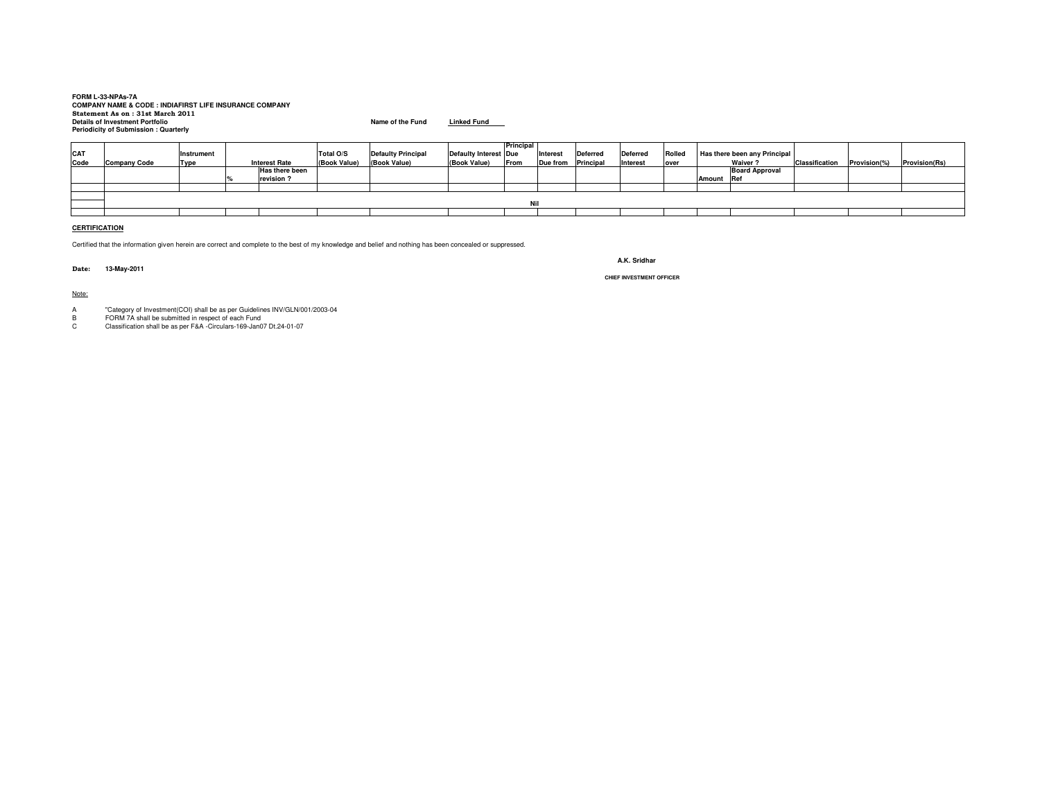**FORM L-33-NPAs-7A**
**COMPANY NAME & CODE : INDIAFIRST LIFE INSURANCE COMPANY**
**Statement As on : 31st March 2011**
**Details of Investment Portfolio**
**Periodicity of Submission : Quarterly**

**Name of the Fund** Linked Fund

| CAT Code | Company Code | Instrument Type | Interest Rate | | Total O/S (Book Value) | Defaulty Principal (Book Value) | Defaulty Interest (Book Value) | Principal Due From | Interest Due from | Deferred Principal | Deferred Interest | Rolled over | Has there been any Principal Waiver ? | | Classification | Provision(%) | Provision(Rs) |
|---|---|---|---|---|---|---|---|---|---|---|---|---|---|---|---|---|---|
| | | | % | Has there been revision ? | | | | | | | | | Amount | Board Approval Ref | | | |
| | | | | | | | | | | | | | | | | | |
| | | | | | | | | Nil | | | | | | | | | |
| | | | | | | | | | | | | | | | | | |

**CERTIFICATION**

Certified that the information given herein are correct and complete to the best of my knowledge and belief and nothing has been concealed or suppressed.

**Date:** **13-May-2011**

**A.K. Sridhar**

**CHIEF INVESTMENT OFFICER**

Note:

A "Category of Investment(COI) shall be as per Guidelines INV/GLN/001/2003-04
B FORM 7A shall be submitted in respect of each Fund
C Classification shall be as per F&A -Circulars-169-Jan07 Dt.24-01-07